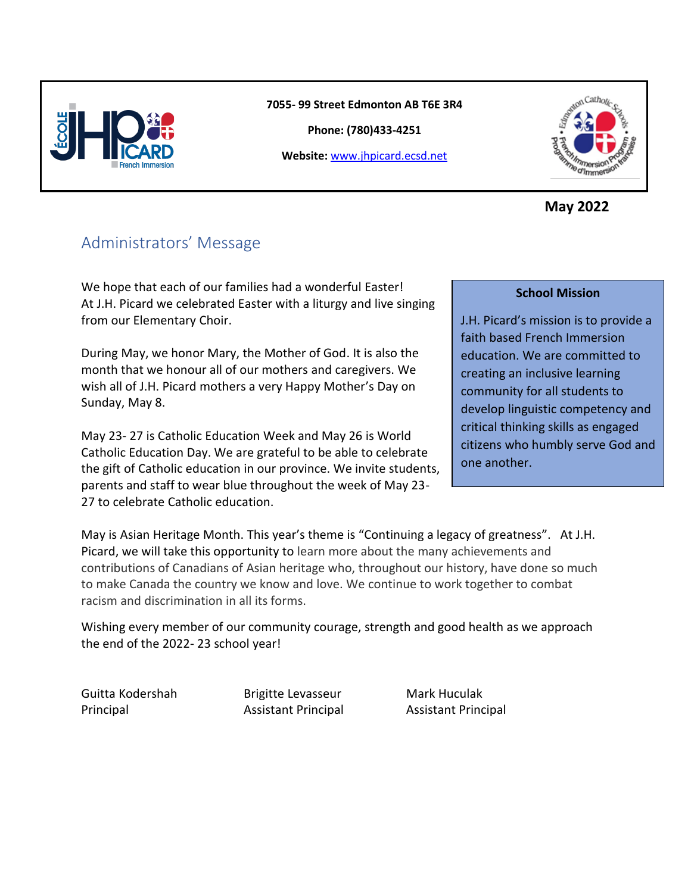**7055- 99 Street Edmonton AB T6E 3R4**

**Phone: (780)433-4251**

**Website:** [www.jhpicard.ecsd.net](http://www.jhpicard.ecsd.net)

**May 2022**

## Administrators' Message

We hope that each of our families had a wonderful Easter! At J.H. Picard we celebrated Easter with a liturgy and live singing from our Elementary Choir.

During May, we honor Mary, the Mother of God. It is also the month that we honour all of our mothers and caregivers. We wish all of J.H. Picard mothers a very Happy Mother's Day on Sunday, May 8.

May 23- 27 is Catholic Education Week and May 26 is World Catholic Education Day. We are grateful to be able to celebrate the gift of Catholic education in our province. We invite students, parents and staff to wear blue throughout the week of May 23-27 to celebrate Catholic education.

> **School Mission**
>
> J.H. Picard's mission is to provide a faith based French Immersion education. We are committed to creating an inclusive learning community for all students to develop linguistic competency and critical thinking skills as engaged citizens who humbly serve God and one another.

May is Asian Heritage Month. This year's theme is "Continuing a legacy of greatness". At J.H. Picard, we will take this opportunity to learn more about the many achievements and contributions of Canadians of Asian heritage who, throughout our history, have done so much to make Canada the country we know and love. We continue to work together to combat racism and discrimination in all its forms.

Wishing every member of our community courage, strength and good health as we approach the end of the 2022- 23 school year!

Guitta Kodershah
Principal

Brigitte Levasseur
Assistant Principal

Mark Huculak
Assistant Principal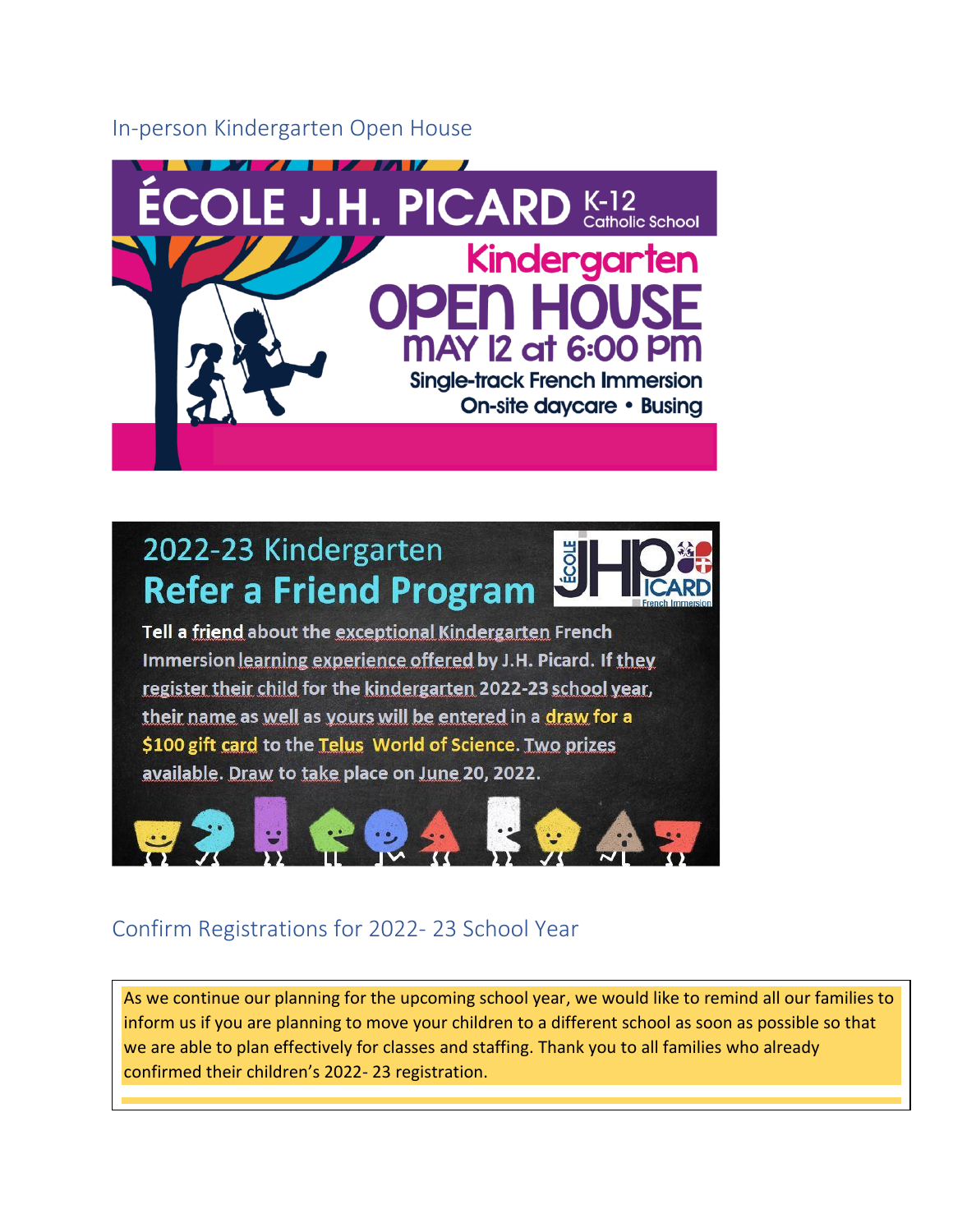## In-person Kindergarten Open House

ÉCOLE J.H. PICARD K-12 Catholic School

Kindergarten OPEN HOUSE

MAY 12 at 6:00 PM

Single-track French Immersion

On-site daycare • Busing

## 2022-23 Kindergarten Refer a Friend Program

Tell a friend about the exceptional Kindergarten French Immersion learning experience offered by J.H. Picard. If they register their child for the kindergarten 2022-23 school year, their name as well as yours will be entered in a draw for a $100 gift card to the Telus World of Science. Two prizes available. Draw to take place on June 20, 2022.

## Confirm Registrations for 2022- 23 School Year

As we continue our planning for the upcoming school year, we would like to remind all our families to inform us if you are planning to move your children to a different school as soon as possible so that we are able to plan effectively for classes and staffing. Thank you to all families who already confirmed their children's 2022- 23 registration.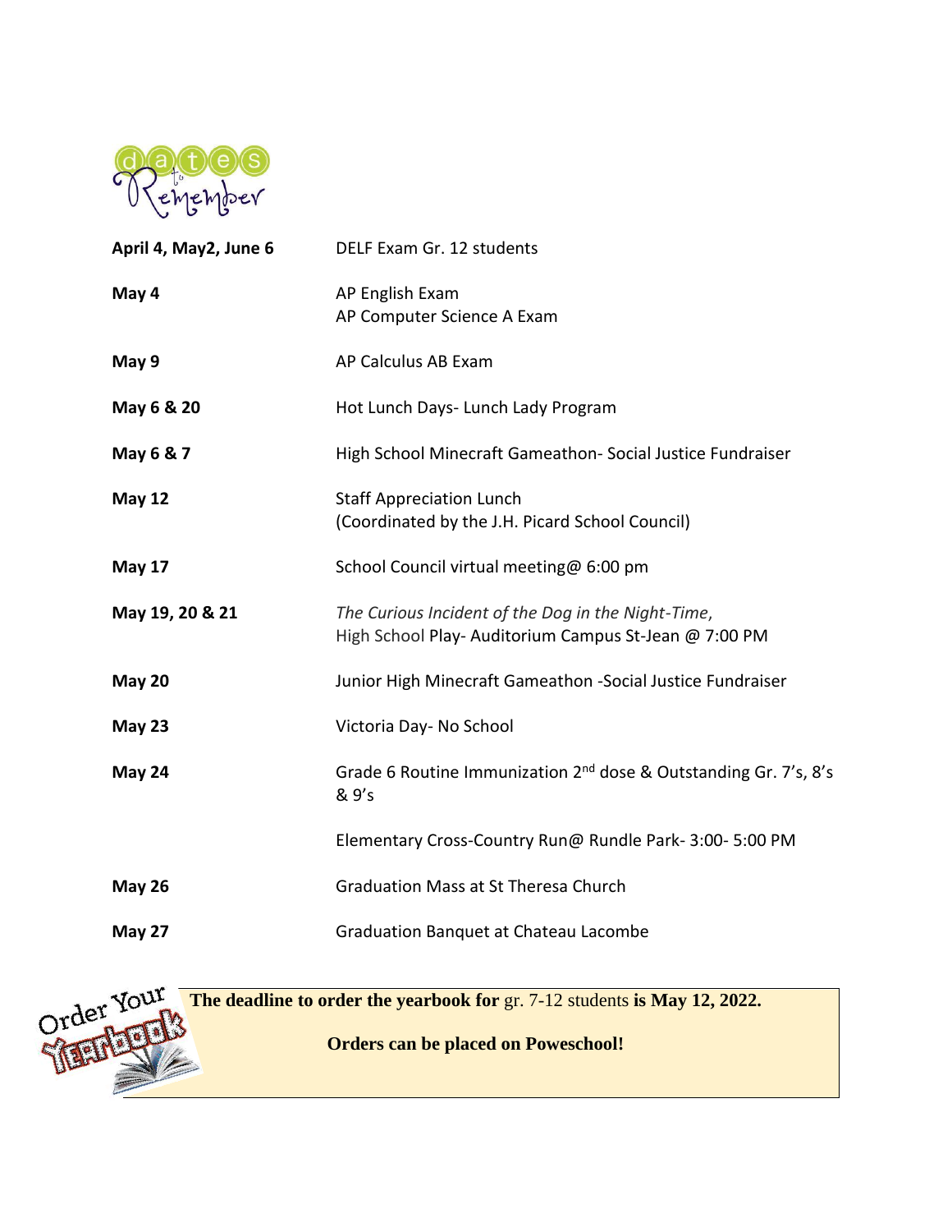# dates to Remember

| | |
|---|---|
| **April 4, May2, June 6** | DELF Exam Gr. 12 students |
| **May 4** | AP English Exam<br>AP Computer Science A Exam |
| **May 9** | AP Calculus AB Exam |
| **May 6 & 20** | Hot Lunch Days- Lunch Lady Program |
| **May 6 & 7** | High School Minecraft Gameathon- Social Justice Fundraiser |
| **May 12** | Staff Appreciation Lunch<br>(Coordinated by the J.H. Picard School Council) |
| **May 17** | School Council virtual meeting@ 6:00 pm |
| **May 19, 20 & 21** | *The Curious Incident of the Dog in the Night-Time*,<br>High School Play- Auditorium Campus St-Jean @ 7:00 PM |
| **May 20** | Junior High Minecraft Gameathon -Social Justice Fundraiser |
| **May 23** | Victoria Day- No School |
| **May 24** | Grade 6 Routine Immunization 2nd dose & Outstanding Gr. 7's, 8's & 9's<br><br>Elementary Cross-Country Run@ Rundle Park- 3:00- 5:00 PM |
| **May 26** | Graduation Mass at St Theresa Church |
| **May 27** | Graduation Banquet at Chateau Lacombe |

Order Your Yearbook

**The deadline to order the yearbook for** gr. 7-12 students **is May 12, 2022.**

**Orders can be placed on Poweschool!**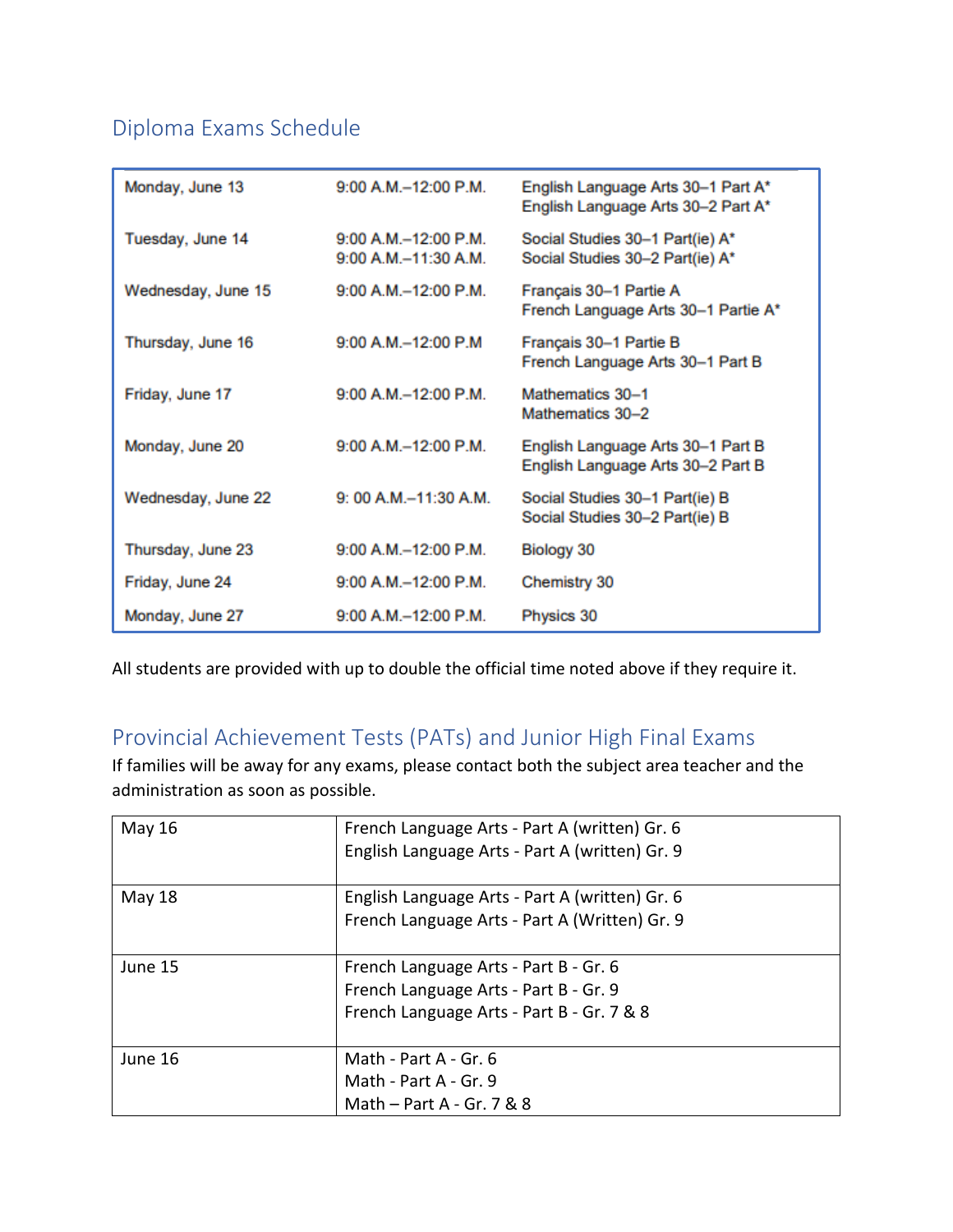## Diploma Exams Schedule

| | | |
|---|---|---|
| Monday, June 13 | 9:00 A.M.–12:00 P.M. | English Language Arts 30–1 Part A*<br>English Language Arts 30–2 Part A* |
| Tuesday, June 14 | 9:00 A.M.–12:00 P.M.<br>9:00 A.M.–11:30 A.M. | Social Studies 30–1 Part(ie) A*<br>Social Studies 30–2 Part(ie) A* |
| Wednesday, June 15 | 9:00 A.M.–12:00 P.M. | Français 30–1 Partie A<br>French Language Arts 30–1 Partie A* |
| Thursday, June 16 | 9:00 A.M.–12:00 P.M | Français 30–1 Partie B<br>French Language Arts 30–1 Part B |
| Friday, June 17 | 9:00 A.M.–12:00 P.M. | Mathematics 30–1<br>Mathematics 30–2 |
| Monday, June 20 | 9:00 A.M.–12:00 P.M. | English Language Arts 30–1 Part B<br>English Language Arts 30–2 Part B |
| Wednesday, June 22 | 9: 00 A.M.–11:30 A.M. | Social Studies 30–1 Part(ie) B<br>Social Studies 30–2 Part(ie) B |
| Thursday, June 23 | 9:00 A.M.–12:00 P.M. | Biology 30 |
| Friday, June 24 | 9:00 A.M.–12:00 P.M. | Chemistry 30 |
| Monday, June 27 | 9:00 A.M.–12:00 P.M. | Physics 30 |

All students are provided with up to double the official time noted above if they require it.

## Provincial Achievement Tests (PATs) and Junior High Final Exams

If families will be away for any exams, please contact both the subject area teacher and the administration as soon as possible.

| | |
|---|---|
| May 16 | French Language Arts - Part A (written) Gr. 6<br>English Language Arts - Part A (written) Gr. 9 |
| May 18 | English Language Arts - Part A (written) Gr. 6<br>French Language Arts - Part A (Written) Gr. 9 |
| June 15 | French Language Arts - Part B - Gr. 6<br>French Language Arts - Part B - Gr. 9<br>French Language Arts - Part B - Gr. 7 & 8 |
| June 16 | Math - Part A - Gr. 6<br>Math - Part A - Gr. 9<br>Math – Part A - Gr. 7 & 8 |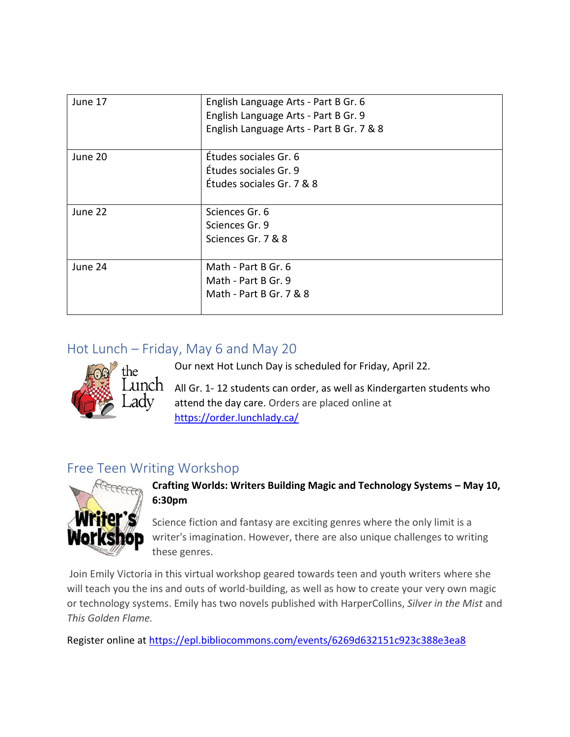| June 17 | English Language Arts - Part B Gr. 6<br>English Language Arts - Part B Gr. 9<br>English Language Arts - Part B Gr. 7 & 8 |
|---|---|
| June 20 | Études sociales Gr. 6<br>Études sociales Gr. 9<br>Études sociales Gr. 7 & 8 |
| June 22 | Sciences Gr. 6<br>Sciences Gr. 9<br>Sciences Gr. 7 & 8 |
| June 24 | Math - Part B Gr. 6<br>Math - Part B Gr. 9<br>Math - Part B Gr. 7 & 8 |

## Hot Lunch – Friday, May 6 and May 20

Our next Hot Lunch Day is scheduled for Friday, April 22.

All Gr. 1- 12 students can order, as well as Kindergarten students who attend the day care. Orders are placed online at https://order.lunchlady.ca/

## Free Teen Writing Workshop

**Crafting Worlds: Writers Building Magic and Technology Systems – May 10, 6:30pm**

Science fiction and fantasy are exciting genres where the only limit is a writer's imagination. However, there are also unique challenges to writing these genres.

Join Emily Victoria in this virtual workshop geared towards teen and youth writers where she will teach you the ins and outs of world-building, as well as how to create your very own magic or technology systems. Emily has two novels published with HarperCollins, *Silver in the Mist* and *This Golden Flame.*

Register online at https://epl.bibliocommons.com/events/6269d632151c923c388e3ea8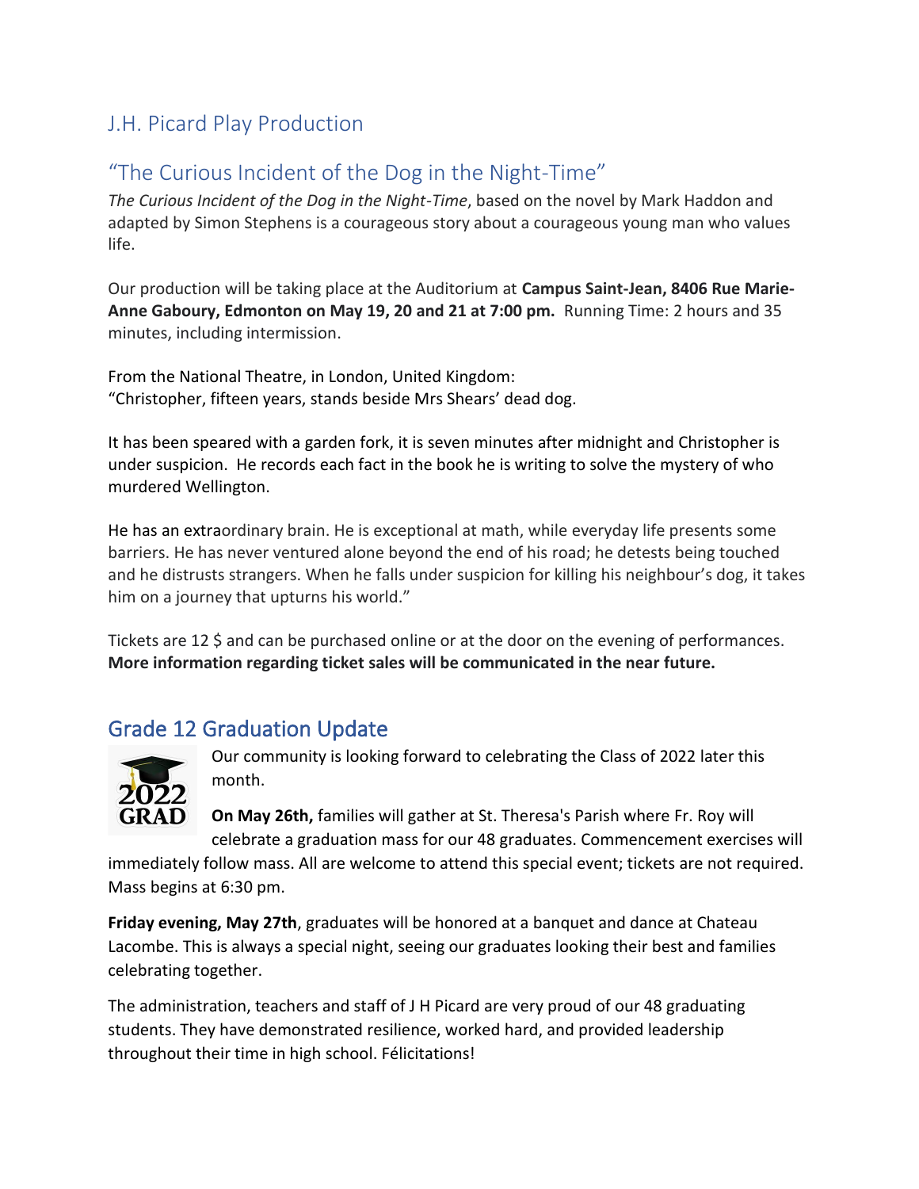## J.H. Picard Play Production

## "The Curious Incident of the Dog in the Night-Time"

*The Curious Incident of the Dog in the Night-Time*, based on the novel by Mark Haddon and adapted by Simon Stephens is a courageous story about a courageous young man who values life.

Our production will be taking place at the Auditorium at **Campus Saint-Jean, 8406 Rue Marie-Anne Gaboury, Edmonton on May 19, 20 and 21 at 7:00 pm.** Running Time: 2 hours and 35 minutes, including intermission.

From the National Theatre, in London, United Kingdom:
"Christopher, fifteen years, stands beside Mrs Shears' dead dog.

It has been speared with a garden fork, it is seven minutes after midnight and Christopher is under suspicion. He records each fact in the book he is writing to solve the mystery of who murdered Wellington.

He has an extraordinary brain. He is exceptional at math, while everyday life presents some barriers. He has never ventured alone beyond the end of his road; he detests being touched and he distrusts strangers. When he falls under suspicion for killing his neighbour's dog, it takes him on a journey that upturns his world."

Tickets are 12 $ and can be purchased online or at the door on the evening of performances. **More information regarding ticket sales will be communicated in the near future.**

## Grade 12 Graduation Update

Our community is looking forward to celebrating the Class of 2022 later this month.

**On May 26th,** families will gather at St. Theresa's Parish where Fr. Roy will celebrate a graduation mass for our 48 graduates. Commencement exercises will immediately follow mass. All are welcome to attend this special event; tickets are not required. Mass begins at 6:30 pm.

**Friday evening, May 27th**, graduates will be honored at a banquet and dance at Chateau Lacombe. This is always a special night, seeing our graduates looking their best and families celebrating together.

The administration, teachers and staff of J H Picard are very proud of our 48 graduating students. They have demonstrated resilience, worked hard, and provided leadership throughout their time in high school. Félicitations!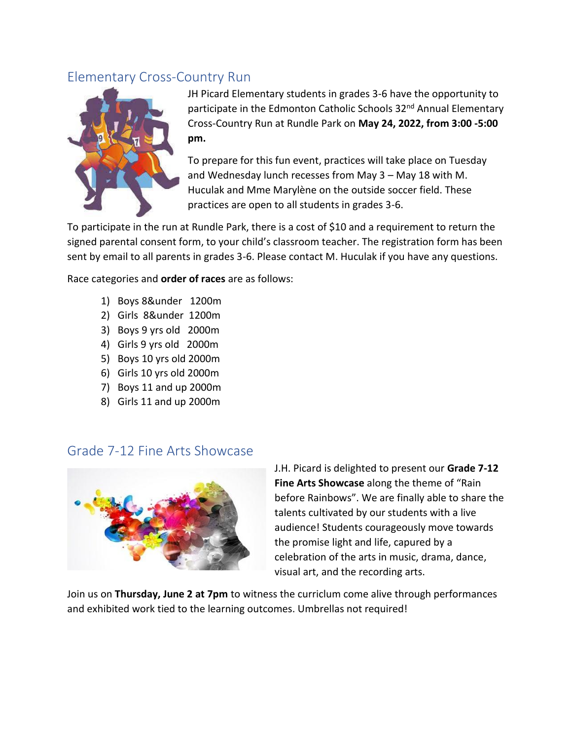## Elementary Cross-Country Run

JH Picard Elementary students in grades 3-6 have the opportunity to participate in the Edmonton Catholic Schools 32nd Annual Elementary Cross-Country Run at Rundle Park on **May 24, 2022, from 3:00 -5:00 pm.**

To prepare for this fun event, practices will take place on Tuesday and Wednesday lunch recesses from May 3 – May 18 with M. Huculak and Mme Marylène on the outside soccer field. These practices are open to all students in grades 3-6.

To participate in the run at Rundle Park, there is a cost of $10 and a requirement to return the signed parental consent form, to your child's classroom teacher. The registration form has been sent by email to all parents in grades 3-6. Please contact M. Huculak if you have any questions.

Race categories and **order of races** are as follows:

1) Boys 8&under 1200m
2) Girls 8&under 1200m
3) Boys 9 yrs old 2000m
4) Girls 9 yrs old 2000m
5) Boys 10 yrs old 2000m
6) Girls 10 yrs old 2000m
7) Boys 11 and up 2000m
8) Girls 11 and up 2000m

## Grade 7-12 Fine Arts Showcase

J.H. Picard is delighted to present our **Grade 7-12 Fine Arts Showcase** along the theme of "Rain before Rainbows". We are finally able to share the talents cultivated by our students with a live audience! Students courageously move towards the promise light and life, capured by a celebration of the arts in music, drama, dance, visual art, and the recording arts.

Join us on **Thursday, June 2 at 7pm** to witness the curriclum come alive through performances and exhibited work tied to the learning outcomes. Umbrellas not required!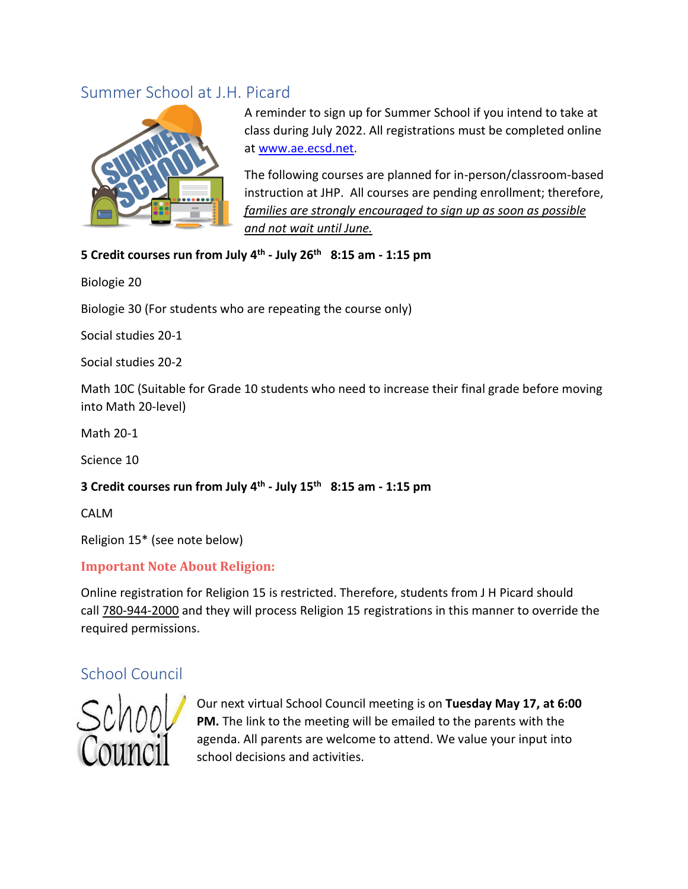## Summer School at J.H. Picard

A reminder to sign up for Summer School if you intend to take at class during July 2022. All registrations must be completed online at [www.ae.ecsd.net](http://www.ae.ecsd.net).

The following courses are planned for in-person/classroom-based instruction at JHP. All courses are pending enrollment; therefore, *families are strongly encouraged to sign up as soon as possible and not wait until June.*

**5 Credit courses run from July 4th - July 26th 8:15 am - 1:15 pm**

Biologie 20

Biologie 30 (For students who are repeating the course only)

Social studies 20-1

Social studies 20-2

Math 10C (Suitable for Grade 10 students who need to increase their final grade before moving into Math 20-level)

Math 20-1

Science 10

**3 Credit courses run from July 4th - July 15th 8:15 am - 1:15 pm**

CALM

Religion 15* (see note below)

**Important Note About Religion:**

Online registration for Religion 15 is restricted. Therefore, students from J H Picard should call 780-944-2000 and they will process Religion 15 registrations in this manner to override the required permissions.

## School Council

Our next virtual School Council meeting is on **Tuesday May 17, at 6:00 PM.** The link to the meeting will be emailed to the parents with the agenda. All parents are welcome to attend. We value your input into school decisions and activities.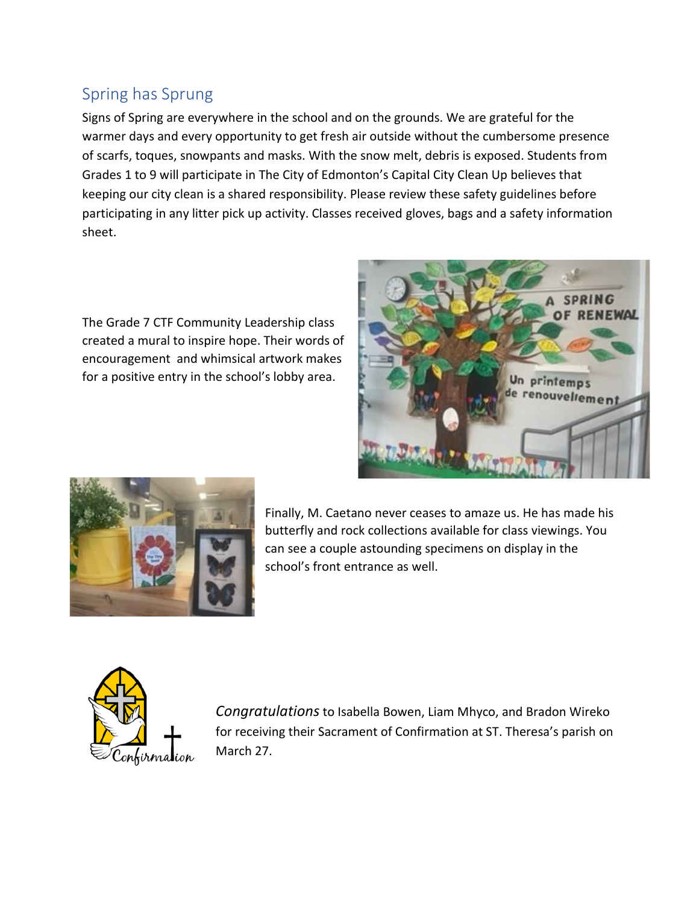## Spring has Sprung

Signs of Spring are everywhere in the school and on the grounds. We are grateful for the warmer days and every opportunity to get fresh air outside without the cumbersome presence of scarfs, toques, snowpants and masks. With the snow melt, debris is exposed. Students from Grades 1 to 9 will participate in The City of Edmonton's Capital City Clean Up believes that keeping our city clean is a shared responsibility. Please review these safety guidelines before participating in any litter pick up activity. Classes received gloves, bags and a safety information sheet.

The Grade 7 CTF Community Leadership class created a mural to inspire hope. Their words of encouragement and whimsical artwork makes for a positive entry in the school's lobby area.

Finally, M. Caetano never ceases to amaze us. He has made his butterfly and rock collections available for class viewings. You can see a couple astounding specimens on display in the school's front entrance as well.

*Congratulations* to Isabella Bowen, Liam Mhyco, and Bradon Wireko for receiving their Sacrament of Confirmation at ST. Theresa's parish on March 27.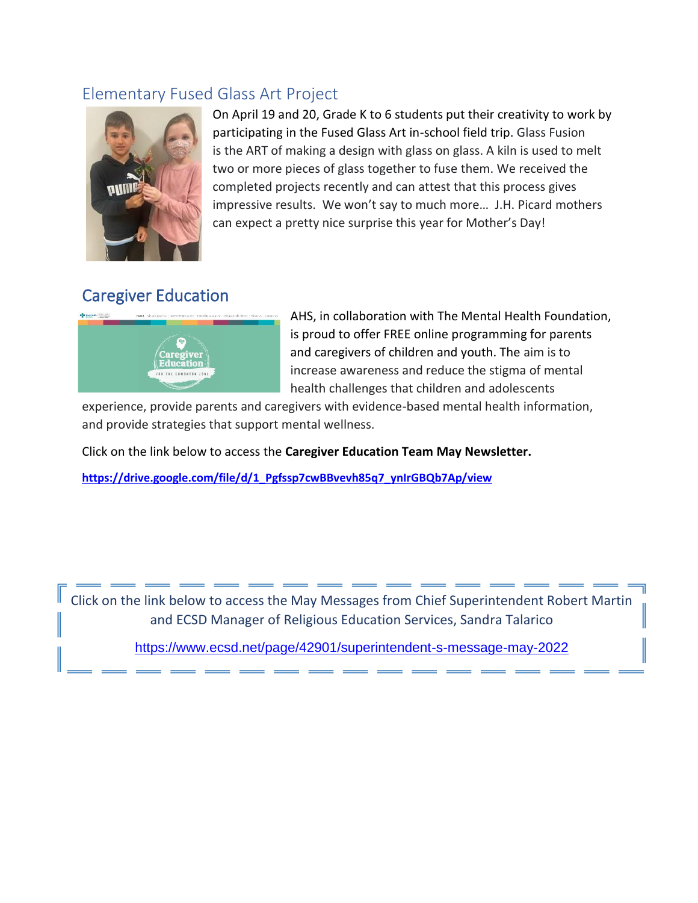## Elementary Fused Glass Art Project

On April 19 and 20, Grade K to 6 students put their creativity to work by participating in the Fused Glass Art in-school field trip. Glass Fusion is the ART of making a design with glass on glass. A kiln is used to melt two or more pieces of glass together to fuse them. We received the completed projects recently and can attest that this process gives impressive results. We won't say to much more… J.H. Picard mothers can expect a pretty nice surprise this year for Mother's Day!

## Caregiver Education

AHS, in collaboration with The Mental Health Foundation, is proud to offer FREE online programming for parents and caregivers of children and youth. The aim is to increase awareness and reduce the stigma of mental health challenges that children and adolescents experience, provide parents and caregivers with evidence-based mental health information, and provide strategies that support mental wellness.

Click on the link below to access the **Caregiver Education Team May Newsletter.**

**https://drive.google.com/file/d/1_Pgfssp7cwBBvevh85q7_ynIrGBQb7Ap/view**

Click on the link below to access the May Messages from Chief Superintendent Robert Martin and ECSD Manager of Religious Education Services, Sandra Talarico

https://www.ecsd.net/page/42901/superintendent-s-message-may-2022